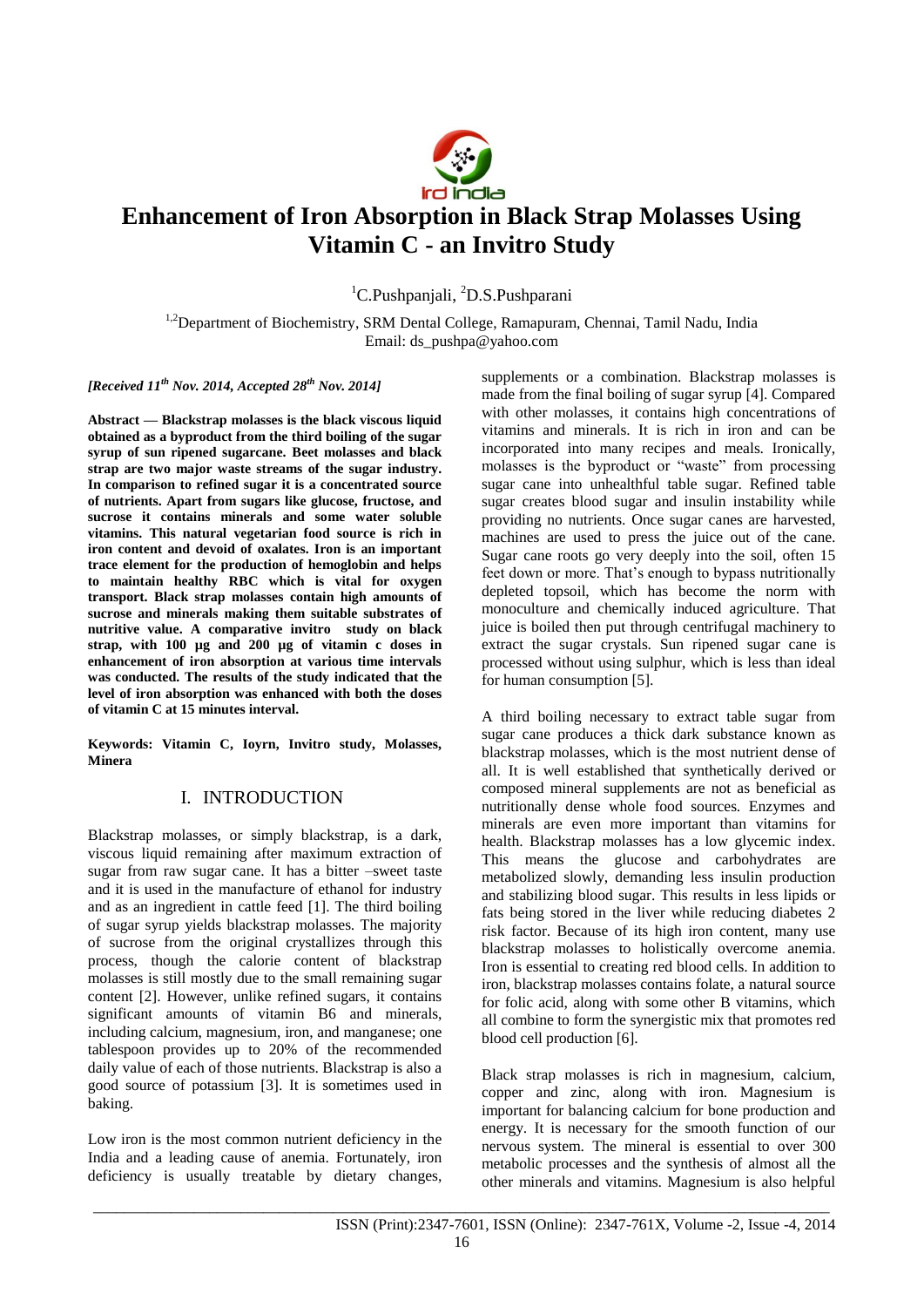# Enhancement of Iron Absorption in Black Strap Molasses Using Vitamin C - an Invitro Study

[1]C.Pushpanjali, [2]D.S.Pushparani

[1,2]Department of Biochemistry, SRM Dental College, Ramapuram, Chennai, Tamil Nadu, India
Email: ds_pushpa@yahoo.com

*[Received 11th Nov. 2014, Accepted 28th Nov. 2014]*

**Abstract — Blackstrap molasses is the black viscous liquid obtained as a byproduct from the third boiling of the sugar syrup of sun ripened sugarcane. Beet molasses and black strap are two major waste streams of the sugar industry. In comparison to refined sugar it is a concentrated source of nutrients. Apart from sugars like glucose, fructose, and sucrose it contains minerals and some water soluble vitamins. This natural vegetarian food source is rich in iron content and devoid of oxalates. Iron is an important trace element for the production of hemoglobin and helps to maintain healthy RBC which is vital for oxygen transport. Black strap molasses contain high amounts of sucrose and minerals making them suitable substrates of nutritive value. A comparative invitro study on black strap, with 100 µg and 200 µg of vitamin c doses in enhancement of iron absorption at various time intervals was conducted. The results of the study indicated that the level of iron absorption was enhanced with both the doses of vitamin C at 15 minutes interval.**

**Keywords: Vitamin C, Ioyrn, Invitro study, Molasses, Minera**

## I. INTRODUCTION

Blackstrap molasses, or simply blackstrap, is a dark, viscous liquid remaining after maximum extraction of sugar from raw sugar cane. It has a bitter –sweet taste and it is used in the manufacture of ethanol for industry and as an ingredient in cattle feed [1]. The third boiling of sugar syrup yields blackstrap molasses. The majority of sucrose from the original crystallizes through this process, though the calorie content of blackstrap molasses is still mostly due to the small remaining sugar content [2]. However, unlike refined sugars, it contains significant amounts of vitamin B6 and minerals, including calcium, magnesium, iron, and manganese; one tablespoon provides up to 20% of the recommended daily value of each of those nutrients. Blackstrap is also a good source of potassium [3]. It is sometimes used in baking.

Low iron is the most common nutrient deficiency in the India and a leading cause of anemia. Fortunately, iron deficiency is usually treatable by dietary changes, supplements or a combination. Blackstrap molasses is made from the final boiling of sugar syrup [4]. Compared with other molasses, it contains high concentrations of vitamins and minerals. It is rich in iron and can be incorporated into many recipes and meals. Ironically, molasses is the byproduct or "waste" from processing sugar cane into unhealthful table sugar. Refined table sugar creates blood sugar and insulin instability while providing no nutrients. Once sugar canes are harvested, machines are used to press the juice out of the cane. Sugar cane roots go very deeply into the soil, often 15 feet down or more. That's enough to bypass nutritionally depleted topsoil, which has become the norm with monoculture and chemically induced agriculture. That juice is boiled then put through centrifugal machinery to extract the sugar crystals. Sun ripened sugar cane is processed without using sulphur, which is less than ideal for human consumption [5].

A third boiling necessary to extract table sugar from sugar cane produces a thick dark substance known as blackstrap molasses, which is the most nutrient dense of all. It is well established that synthetically derived or composed mineral supplements are not as beneficial as nutritionally dense whole food sources. Enzymes and minerals are even more important than vitamins for health. Blackstrap molasses has a low glycemic index. This means the glucose and carbohydrates are metabolized slowly, demanding less insulin production and stabilizing blood sugar. This results in less lipids or fats being stored in the liver while reducing diabetes 2 risk factor. Because of its high iron content, many use blackstrap molasses to holistically overcome anemia. Iron is essential to creating red blood cells. In addition to iron, blackstrap molasses contains folate, a natural source for folic acid, along with some other B vitamins, which all combine to form the synergistic mix that promotes red blood cell production [6].

Black strap molasses is rich in magnesium, calcium, copper and zinc, along with iron. Magnesium is important for balancing calcium for bone production and energy. It is necessary for the smooth function of our nervous system. The mineral is essential to over 300 metabolic processes and the synthesis of almost all the other minerals and vitamins. Magnesium is also helpful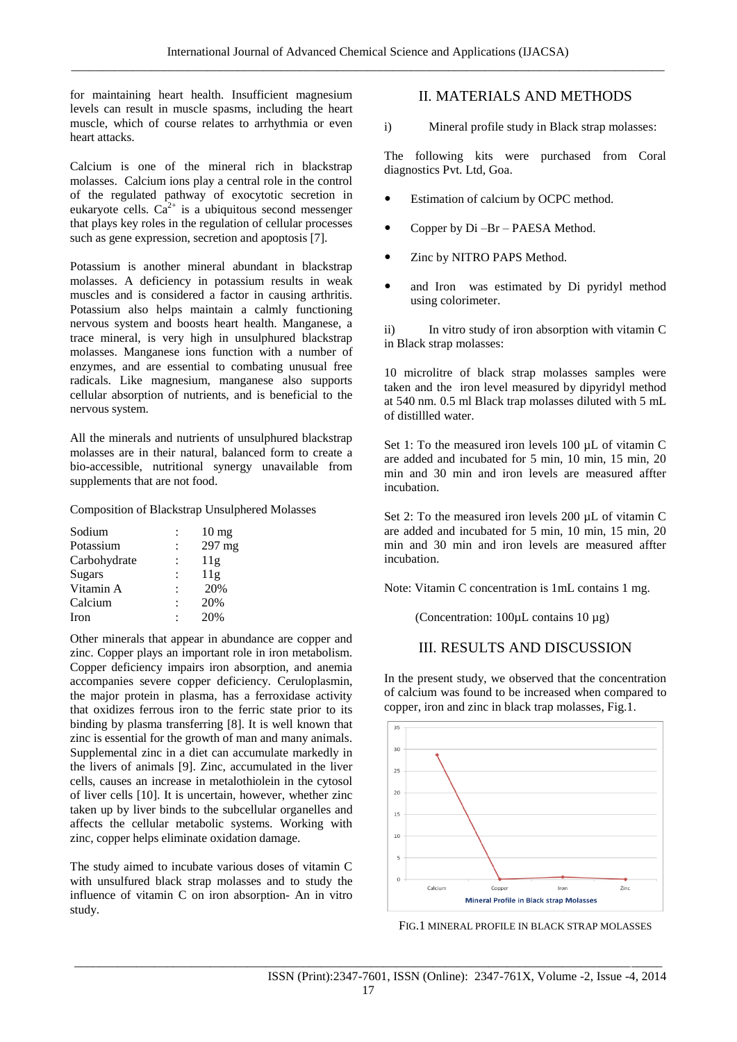for maintaining heart health. Insufficient magnesium levels can result in muscle spasms, including the heart muscle, which of course relates to arrhythmia or even heart attacks.

Calcium is one of the mineral rich in blackstrap molasses. Calcium ions play a central role in the control of the regulated pathway of exocytotic secretion in eukaryote cells. $Ca^{2+}$ is a ubiquitous second messenger that plays key roles in the regulation of cellular processes such as gene expression, secretion and apoptosis [7].

Potassium is another mineral abundant in blackstrap molasses. A deficiency in potassium results in weak muscles and is considered a factor in causing arthritis. Potassium also helps maintain a calmly functioning nervous system and boosts heart health. Manganese, a trace mineral, is very high in unsulphured blackstrap molasses. Manganese ions function with a number of enzymes, and are essential to combating unusual free radicals. Like magnesium, manganese also supports cellular absorption of nutrients, and is beneficial to the nervous system.

All the minerals and nutrients of unsulphured blackstrap molasses are in their natural, balanced form to create a bio-accessible, nutritional synergy unavailable from supplements that are not food.

Composition of Blackstrap Unsulphered Molasses

| | | |
|---|---|---|
| Sodium | : | 10 mg |
| Potassium | : | 297 mg |
| Carbohydrate | : | 11g |
| Sugars | : | 11g |
| Vitamin A | : | 20% |
| Calcium | : | 20% |
| Iron | : | 20% |

Other minerals that appear in abundance are copper and zinc. Copper plays an important role in iron metabolism. Copper deficiency impairs iron absorption, and anemia accompanies severe copper deficiency. Ceruloplasmin, the major protein in plasma, has a ferroxidase activity that oxidizes ferrous iron to the ferric state prior to its binding by plasma transferring [8]. It is well known that zinc is essential for the growth of man and many animals. Supplemental zinc in a diet can accumulate markedly in the livers of animals [9]. Zinc, accumulated in the liver cells, causes an increase in metalothiolein in the cytosol of liver cells [10]. It is uncertain, however, whether zinc taken up by liver binds to the subcellular organelles and affects the cellular metabolic systems. Working with zinc, copper helps eliminate oxidation damage.

The study aimed to incubate various doses of vitamin C with unsulfured black strap molasses and to study the influence of vitamin C on iron absorption- An in vitro study.

## II. MATERIALS AND METHODS

i) Mineral profile study in Black strap molasses:

The following kits were purchased from Coral diagnostics Pvt. Ltd, Goa.

- Estimation of calcium by OCPC method.
- Copper by Di –Br – PAESA Method.
- Zinc by NITRO PAPS Method.
- and Iron was estimated by Di pyridyl method using colorimeter.

ii) In vitro study of iron absorption with vitamin C in Black strap molasses:

10 microlitre of black strap molasses samples were taken and the iron level measured by dipyridyl method at 540 nm. 0.5 ml Black trap molasses diluted with 5 mL of distillled water.

Set 1: To the measured iron levels 100 µL of vitamin C are added and incubated for 5 min, 10 min, 15 min, 20 min and 30 min and iron levels are measured affter incubation.

Set 2: To the measured iron levels 200 µL of vitamin C are added and incubated for 5 min, 10 min, 15 min, 20 min and 30 min and iron levels are measured affter incubation.

Note: Vitamin C concentration is 1mL contains 1 mg.

(Concentration: 100µL contains 10 µg)

## III. RESULTS AND DISCUSSION

In the present study, we observed that the concentration of calcium was found to be increased when compared to copper, iron and zinc in black trap molasses, Fig.1.

FIG.1 MINERAL PROFILE IN BLACK STRAP MOLASSES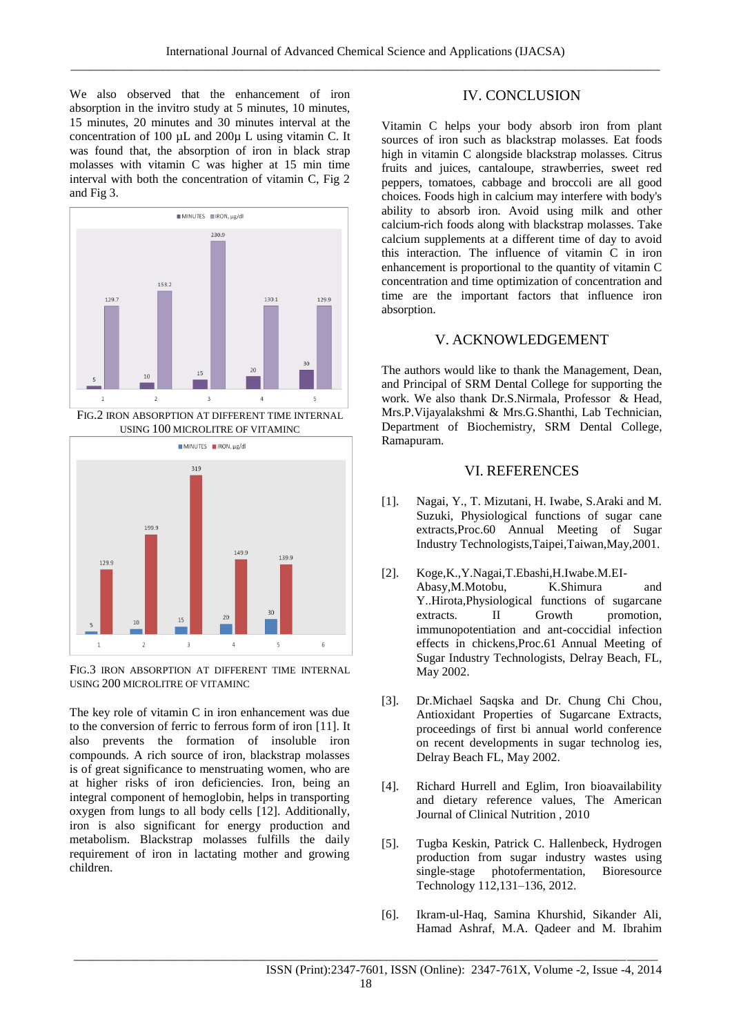We also observed that the enhancement of iron absorption in the invitro study at 5 minutes, 10 minutes, 15 minutes, 20 minutes and 30 minutes interval at the concentration of 100 µL and 200µ L using vitamin C. It was found that, the absorption of iron in black strap molasses with vitamin C was higher at 15 min time interval with both the concentration of vitamin C, Fig 2 and Fig 3.

FIG.2 IRON ABSORPTION AT DIFFERENT TIME INTERNAL USING 100 MICROLITRE OF VITAMINC

FIG.3 IRON ABSORPTION AT DIFFERENT TIME INTERNAL USING 200 MICROLITRE OF VITAMINC

The key role of vitamin C in iron enhancement was due to the conversion of ferric to ferrous form of iron [11]. It also prevents the formation of insoluble iron compounds. A rich source of iron, blackstrap molasses is of great significance to menstruating women, who are at higher risks of iron deficiencies. Iron, being an integral component of hemoglobin, helps in transporting oxygen from lungs to all body cells [12]. Additionally, iron is also significant for energy production and metabolism. Blackstrap molasses fulfills the daily requirement of iron in lactating mother and growing children.

## IV. CONCLUSION

Vitamin C helps your body absorb iron from plant sources of iron such as blackstrap molasses. Eat foods high in vitamin C alongside blackstrap molasses. Citrus fruits and juices, cantaloupe, strawberries, sweet red peppers, tomatoes, cabbage and broccoli are all good choices. Foods high in calcium may interfere with body's ability to absorb iron. Avoid using milk and other calcium-rich foods along with blackstrap molasses. Take calcium supplements at a different time of day to avoid this interaction. The influence of vitamin C in iron enhancement is proportional to the quantity of vitamin C concentration and time optimization of concentration and time are the important factors that influence iron absorption.

## V. ACKNOWLEDGEMENT

The authors would like to thank the Management, Dean, and Principal of SRM Dental College for supporting the work. We also thank Dr.S.Nirmala, Professor & Head, Mrs.P.Vijayalakshmi & Mrs.G.Shanthi, Lab Technician, Department of Biochemistry, SRM Dental College, Ramapuram.

## VI. REFERENCES

[1]. Nagai, Y., T. Mizutani, H. Iwabe, S.Araki and M. Suzuki, Physiological functions of sugar cane extracts,Proc.60 Annual Meeting of Sugar Industry Technologists,Taipei,Taiwan,May,2001.

[2]. Koge,K.,Y.Nagai,T.Ebashi,H.Iwabe.M.EI-Abasy,M.Motobu, K.Shimura and Y..Hirota,Physiological functions of sugarcane extracts. II Growth promotion, immunopotentiation and ant-coccidial infection effects in chickens,Proc.61 Annual Meeting of Sugar Industry Technologists, Delray Beach, FL, May 2002.

[3]. Dr.Michael Saqska and Dr. Chung Chi Chou, Antioxidant Properties of Sugarcane Extracts, proceedings of first bi annual world conference on recent developments in sugar technolog ies, Delray Beach FL, May 2002.

[4]. Richard Hurrell and Eglim, Iron bioavailability and dietary reference values, The American Journal of Clinical Nutrition , 2010

[5]. Tugba Keskin, Patrick C. Hallenbeck, Hydrogen production from sugar industry wastes using single-stage photofermentation, Bioresource Technology 112,131–136, 2012.

[6]. Ikram-ul-Haq, Samina Khurshid, Sikander Ali, Hamad Ashraf, M.A. Qadeer and M. Ibrahim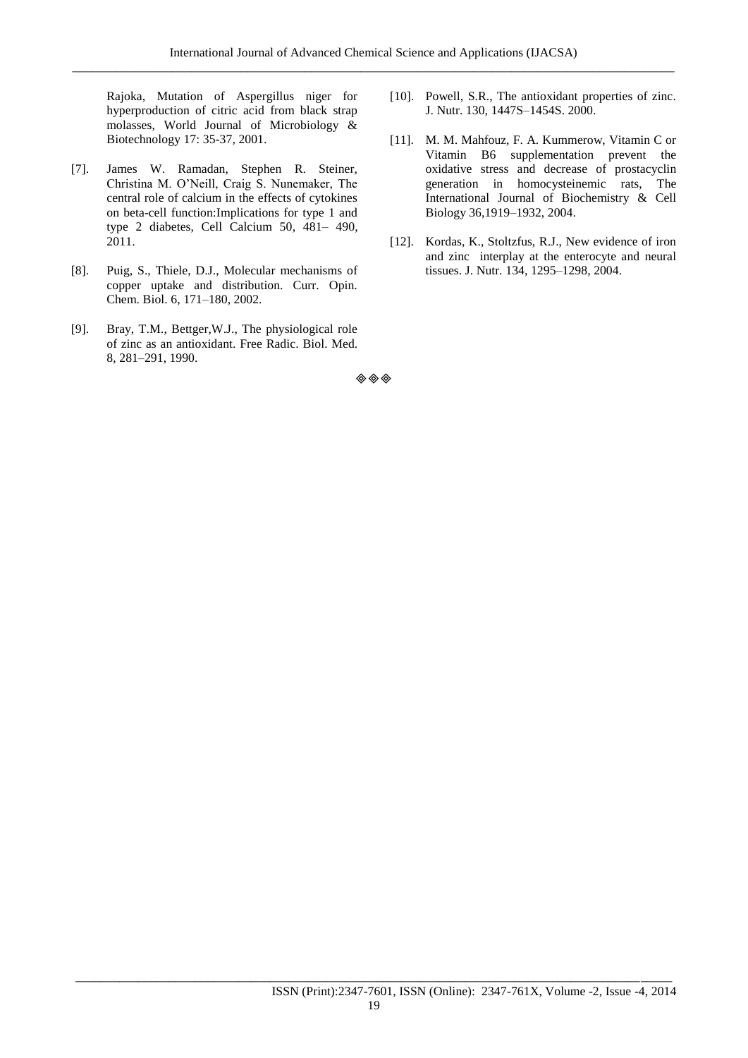Rajoka, Mutation of Aspergillus niger for hyperproduction of citric acid from black strap molasses, World Journal of Microbiology & Biotechnology 17: 35-37, 2001.

[7]. James W. Ramadan, Stephen R. Steiner, Christina M. O'Neill, Craig S. Nunemaker, The central role of calcium in the effects of cytokines on beta-cell function:Implications for type 1 and type 2 diabetes, Cell Calcium 50, 481– 490, 2011.

[8]. Puig, S., Thiele, D.J., Molecular mechanisms of copper uptake and distribution. Curr. Opin. Chem. Biol. 6, 171–180, 2002.

[9]. Bray, T.M., Bettger,W.J., The physiological role of zinc as an antioxidant. Free Radic. Biol. Med. 8, 281–291, 1990.

[10]. Powell, S.R., The antioxidant properties of zinc. J. Nutr. 130, 1447S–1454S. 2000.

[11]. M. M. Mahfouz, F. A. Kummerow, Vitamin C or Vitamin B6 supplementation prevent the oxidative stress and decrease of prostacyclin generation in homocysteinemic rats, The International Journal of Biochemistry & Cell Biology 36,1919–1932, 2004.

[12]. Kordas, K., Stoltzfus, R.J., New evidence of iron and zinc interplay at the enterocyte and neural tissues. J. Nutr. 134, 1295–1298, 2004.

◈◈◈